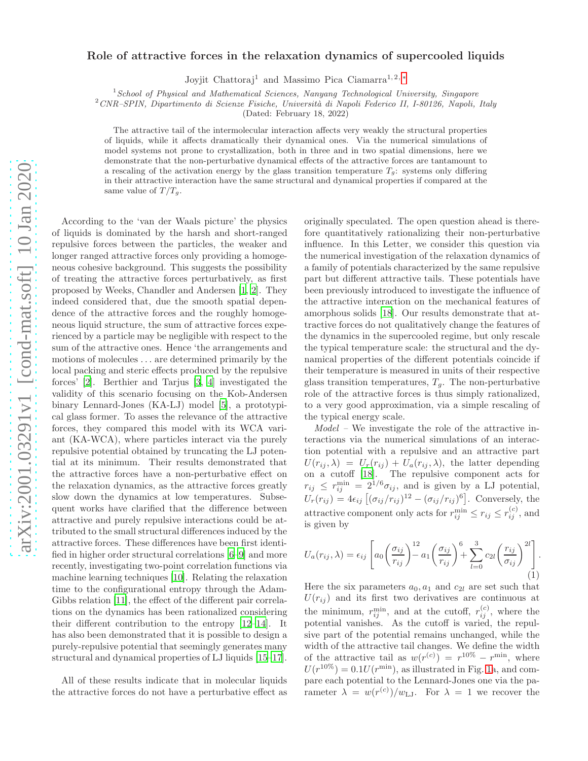# Role of attractive forces in the relaxation dynamics of supercooled liquids

Joyjit Chattoraj[1] and Massimo Pica Ciamarra[1,2,*]

[1] *School of Physical and Mathematical Sciences, Nanyang Technological University, Singapore*
[2] *CNR–SPIN, Dipartimento di Scienze Fisiche, Università di Napoli Federico II, I-80126, Napoli, Italy*
(Dated: February 18, 2022)

The attractive tail of the intermolecular interaction affects very weakly the structural properties of liquids, while it affects dramatically their dynamical ones. Via the numerical simulations of model systems not prone to crystallization, both in three and in two spatial dimensions, here we demonstrate that the non-perturbative dynamical effects of the attractive forces are tantamount to a rescaling of the activation energy by the glass transition temperature $T_g$: systems only differing in their attractive interaction have the same structural and dynamical properties if compared at the same value of $T/T_g$.

According to the 'van der Waals picture' the physics of liquids is dominated by the harsh and short-ranged repulsive forces between the particles, the weaker and longer ranged attractive forces only providing a homogeneous cohesive background. This suggests the possibility of treating the attractive forces perturbatively, as first proposed by Weeks, Chandler and Andersen [1, 2]. They indeed considered that, due the smooth spatial dependence of the attractive forces and the roughly homogeneous liquid structure, the sum of attractive forces experienced by a particle may be negligible with respect to the sum of the attractive ones. Hence 'the arrangements and motions of molecules . . . are determined primarily by the local packing and steric effects produced by the repulsive forces' [2]. Berthier and Tarjus [3, 4] investigated the validity of this scenario focusing on the Kob-Andersen binary Lennard-Jones (KA-LJ) model [5], a prototypical glass former. To asses the relevance of the attractive forces, they compared this model with its WCA variant (KA-WCA), where particles interact via the purely repulsive potential obtained by truncating the LJ potential at its minimum. Their results demonstrated that the attractive forces have a non-perturbative effect on the relaxation dynamics, as the attractive forces greatly slow down the dynamics at low temperatures. Subsequent works have clarified that the difference between attractive and purely repulsive interactions could be attributed to the small structural differences induced by the attractive forces. These differences have been first identified in higher order structural correlations [6–9] and more recently, investigating two-point correlation functions via machine learning techniques [10]. Relating the relaxation time to the configurational entropy through the Adam-Gibbs relation [11], the effect of the different pair correlations on the dynamics has been rationalized considering their different contribution to the entropy [12–14]. It has also been demonstrated that it is possible to design a purely-repulsive potential that seemingly generates many structural and dynamical properties of LJ liquids [15–17].

All of these results indicate that in molecular liquids the attractive forces do not have a perturbative effect as originally speculated. The open question ahead is therefore quantitatively rationalizing their non-perturbative influence. In this Letter, we consider this question via the numerical investigation of the relaxation dynamics of a family of potentials characterized by the same repulsive part but different attractive tails. These potentials have been previously introduced to investigate the influence of the attractive interaction on the mechanical features of amorphous solids [18]. Our results demonstrate that attractive forces do not qualitatively change the features of the dynamics in the supercooled regime, but only rescale the typical temperature scale: the structural and the dynamical properties of the different potentials coincide if their temperature is measured in units of their respective glass transition temperatures, $T_g$. The non-perturbative role of the attractive forces is thus simply rationalized, to a very good approximation, via a simple rescaling of the typical energy scale.

*Model* – We investigate the role of the attractive interactions via the numerical simulations of an interaction potential with a repulsive and an attractive part $U(r_{ij}, \lambda) = U_r(r_{ij}) + U_a(r_{ij}, \lambda)$, the latter depending on a cutoff [18]. The repulsive component acts for $r_{ij} \le r_{ij}^{\min} = 2^{1/6}\sigma_{ij}$, and is given by a LJ potential, $U_r(r_{ij}) = 4\epsilon_{ij}\left[(\sigma_{ij}/r_{ij})^{12} - (\sigma_{ij}/r_{ij})^6\right]$. Conversely, the attractive component only acts for $r_{ij}^{\min} \le r_{ij} \le r_{ij}^{(c)}$, and is given by

$$U_a(r_{ij}, \lambda) = \epsilon_{ij}\left[a_0\left(\frac{\sigma_{ij}}{r_{ij}}\right)^{12} - a_1\left(\frac{\sigma_{ij}}{r_{ij}}\right)^{6} + \sum_{l=0}^{3} c_{2l}\left(\frac{r_{ij}}{\sigma_{ij}}\right)^{2l}\right]. \quad (1)$$

Here the six parameters $a_0, a_1$ and $c_{2l}$ are set such that $U(r_{ij})$ and its first two derivatives are continuous at the minimum, $r_{ij}^{\min}$, and at the cutoff, $r_{ij}^{(c)}$, where the potential vanishes. As the cutoff is varied, the repulsive part of the potential remains unchanged, while the width of the attractive tail changes. We define the width of the attractive tail as $w(r^{(c)}) = r^{10\%} - r^{\min}$, where $U(r^{10\%}) = 0.1U(r^{\min})$, as illustrated in Fig. 1a, and compare each potential to the Lennard-Jones one via the parameter $\lambda = w(r^{(c)})/w_{\rm LJ}$. For $\lambda = 1$ we recover the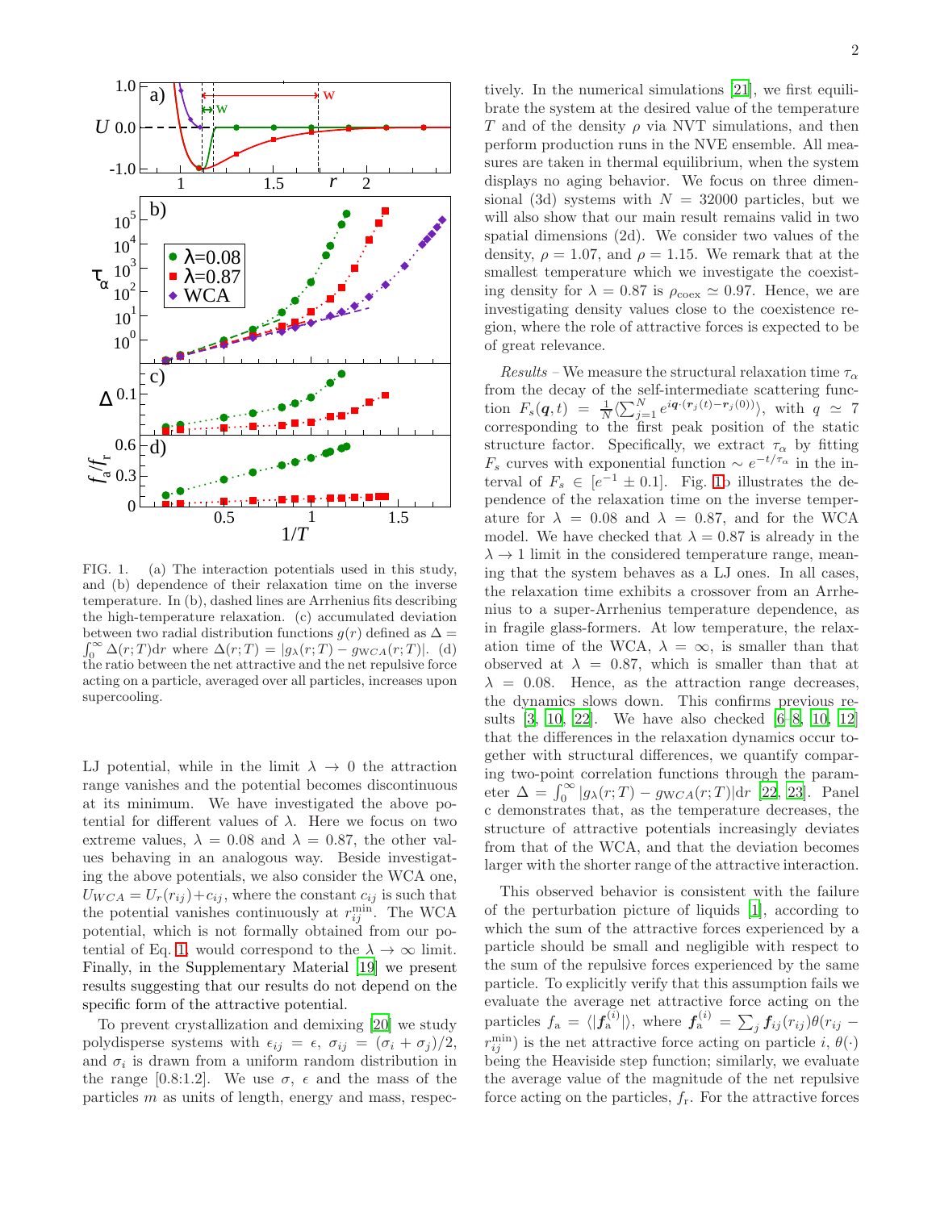FIG. 1. (a) The interaction potentials used in this study, and (b) dependence of their relaxation time on the inverse temperature. In (b), dashed lines are Arrhenius fits describing the high-temperature relaxation. (c) accumulated deviation between two radial distribution functions $g(r)$ defined as $\Delta = \int_0^\infty \Delta(r;T)\mathrm{d}r$ where $\Delta(r;T) = |g_\lambda(r;T) - g_{WCA}(r;T)|$. (d) the ratio between the net attractive and the net repulsive force acting on a particle, averaged over all particles, increases upon supercooling.

LJ potential, while in the limit $\lambda \to 0$ the attraction range vanishes and the potential becomes discontinuous at its minimum. We have investigated the above potential for different values of $\lambda$. Here we focus on two extreme values, $\lambda = 0.08$ and $\lambda = 0.87$, the other values behaving in an analogous way. Beside investigating the above potentials, we also consider the WCA one, $U_{WCA} = U_r(r_{ij}) + c_{ij}$, where the constant $c_{ij}$ is such that the potential vanishes continuously at $r_{ij}^{\min}$. The WCA potential, which is not formally obtained from our potential of Eq. 1, would correspond to the $\lambda \to \infty$ limit. Finally, in the Supplementary Material [19] we present results suggesting that our results do not depend on the specific form of the attractive potential.

To prevent crystallization and demixing [20] we study polydisperse systems with $\epsilon_{ij} = \epsilon$, $\sigma_{ij} = (\sigma_i + \sigma_j)/2$, and $\sigma_i$ is drawn from a uniform random distribution in the range [0.8:1.2]. We use $\sigma$, $\epsilon$ and the mass of the particles $m$ as units of length, energy and mass, respectively. In the numerical simulations [21], we first equilibrate the system at the desired value of the temperature $T$ and of the density $\rho$ via NVT simulations, and then perform production runs in the NVE ensemble. All measures are taken in thermal equilibrium, when the system displays no aging behavior. We focus on three dimensional (3d) systems with $N = 32000$ particles, but we will also show that our main result remains valid in two spatial dimensions (2d). We consider two values of the density, $\rho = 1.07$, and $\rho = 1.15$. We remark that at the smallest temperature which we investigate the coexisting density for $\lambda = 0.87$ is $\rho_{\rm coex} \simeq 0.97$. Hence, we are investigating density values close to the coexistence region, where the role of attractive forces is expected to be of great relevance.

*Results* – We measure the structural relaxation time $\tau_\alpha$ from the decay of the self-intermediate scattering function $F_s(\boldsymbol{q},t) = \frac{1}{N}\langle\sum_{j=1}^N e^{i\boldsymbol{q}\cdot(\boldsymbol{r}_j(t)-\boldsymbol{r}_j(0))}\rangle$, with $q \simeq 7$ corresponding to the first peak position of the static structure factor. Specifically, we extract $\tau_\alpha$ by fitting $F_s$ curves with exponential function $\sim e^{-t/\tau_\alpha}$ in the interval of $F_s \in [e^{-1} \pm 0.1]$. Fig. 1b illustrates the dependence of the relaxation time on the inverse temperature for $\lambda = 0.08$ and $\lambda = 0.87$, and for the WCA model. We have checked that $\lambda = 0.87$ is already in the $\lambda \to 1$ limit in the considered temperature range, meaning that the system behaves as a LJ ones. In all cases, the relaxation time exhibits a crossover from an Arrhenius to a super-Arrhenius temperature dependence, as in fragile glass-formers. At low temperature, the relaxation time of the WCA, $\lambda = \infty$, is smaller than that observed at $\lambda = 0.87$, which is smaller than that at $\lambda = 0.08$. Hence, as the attraction range decreases, the dynamics slows down. This confirms previous results [3, 10, 22]. We have also checked [6–8, 10, 12] that the differences in the relaxation dynamics occur together with structural differences, we quantify comparing two-point correlation functions through the parameter $\Delta = \int_0^\infty |g_\lambda(r;T) - g_{WCA}(r;T)|\mathrm{d}r$ [22, 23]. Panel c demonstrates that, as the temperature decreases, the structure of attractive potentials increasingly deviates from that of the WCA, and that the deviation becomes larger with the shorter range of the attractive interaction.

This observed behavior is consistent with the failure of the perturbation picture of liquids [1], according to which the sum of the attractive forces experienced by a particle should be small and negligible with respect to the sum of the repulsive forces experienced by the same particle. To explicitly verify that this assumption fails we evaluate the average net attractive force acting on the particles $f_{\rm a} = \langle|\boldsymbol{f}_{\rm a}^{(i)}|\rangle$, where $\boldsymbol{f}_{\rm a}^{(i)} = \sum_j \boldsymbol{f}_{ij}(r_{ij})\theta(r_{ij} - r_{ij}^{\min})$ is the net attractive force acting on particle $i$, $\theta(\cdot)$ being the Heaviside step function; similarly, we evaluate the average value of the magnitude of the net repulsive force acting on the particles, $f_{\rm r}$. For the attractive forces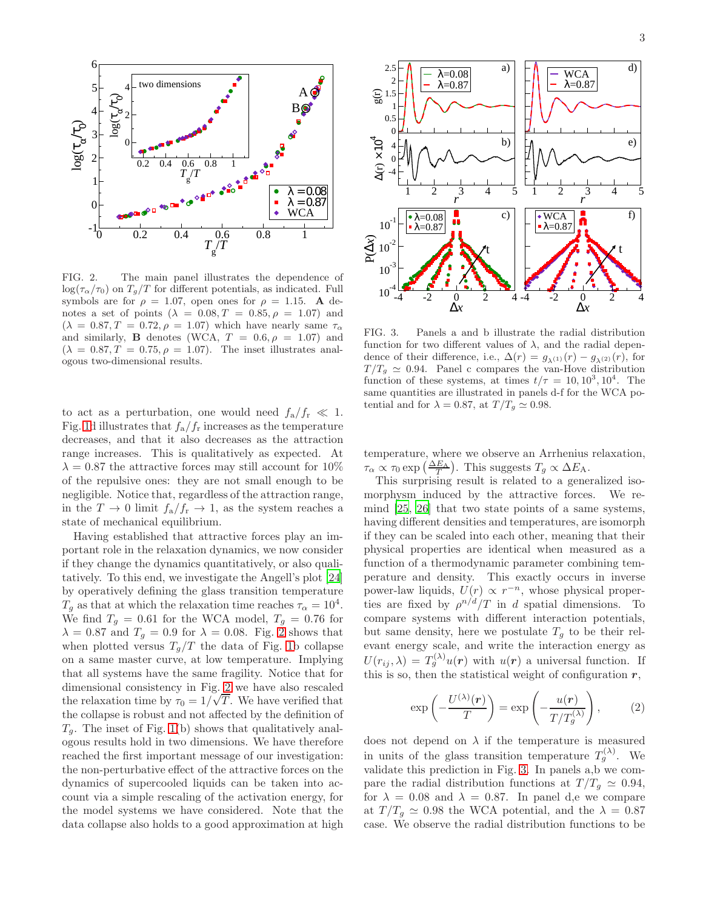FIG. 2. The main panel illustrates the dependence of $\log(\tau_\alpha/\tau_0)$ on $T_g/T$ for different potentials, as indicated. Full symbols are for $\rho = 1.07$, open ones for $\rho = 1.15$. **A** denotes a set of points ($\lambda = 0.08, T = 0.85, \rho = 1.07$) and ($\lambda = 0.87, T = 0.72, \rho = 1.07$) which have nearly same $\tau_\alpha$ and similarly, **B** denotes (WCA, $T = 0.6, \rho = 1.07$) and ($\lambda = 0.87, T = 0.75, \rho = 1.07$). The inset illustrates analogous two-dimensional results.

to act as a perturbation, one would need $f_a/f_r \ll 1$. Fig. 1d illustrates that $f_a/f_r$ increases as the temperature decreases, and that it also decreases as the attraction range increases. This is qualitatively as expected. At $\lambda = 0.87$ the attractive forces may still account for 10% of the repulsive ones: they are not small enough to be negligible. Notice that, regardless of the attraction range, in the $T \to 0$ limit $f_a/f_r \to 1$, as the system reaches a state of mechanical equilibrium.

Having established that attractive forces play an important role in the relaxation dynamics, we now consider if they change the dynamics quantitatively, or also qualitatively. To this end, we investigate the Angell's plot [24] by operatively defining the glass transition temperature $T_g$ as that at which the relaxation time reaches $\tau_\alpha = 10^4$. We find $T_g = 0.61$ for the WCA model, $T_g = 0.76$ for $\lambda = 0.87$ and $T_g = 0.9$ for $\lambda = 0.08$. Fig. 2 shows that when plotted versus $T_g/T$ the data of Fig. 1b collapse on a same master curve, at low temperature. Implying that all systems have the same fragility. Notice that for dimensional consistency in Fig. 2 we have also rescaled the relaxation time by $\tau_0 = 1/\sqrt{T}$. We have verified that the collapse is robust and not affected by the definition of $T_g$. The inset of Fig. 1(b) shows that qualitatively analogous results hold in two dimensions. We have therefore reached the first important message of our investigation: the non-perturbative effect of the attractive forces on the dynamics of supercooled liquids can be taken into account via a simple rescaling of the activation energy, for the model systems we have considered. Note that the data collapse also holds to a good approximation at high temperature, where we observe an Arrhenius relaxation, $\tau_\alpha \propto \tau_0 \exp\left(\frac{\Delta E_A}{T}\right)$. This suggests $T_g \propto \Delta E_A$.

FIG. 3. Panels a and b illustrate the radial distribution function for two different values of $\lambda$, and the radial dependence of their difference, i.e., $\Delta(r) = g_{\lambda^{(1)}}(r) - g_{\lambda^{(2)}}(r)$, for $T/T_g \simeq 0.94$. Panel c compares the van-Hove distribution function of these systems, at times $t/\tau = 10, 10^3, 10^4$. The same quantities are illustrated in panels d-f for the WCA potential and for $\lambda = 0.87$, at $T/T_g \simeq 0.98$.

This surprising result is related to a generalized isomorphysm induced by the attractive forces. We remind [25, 26] that two state points of a same systems, having different densities and temperatures, are isomorph if they can be scaled into each other, meaning that their physical properties are identical when measured as a function of a thermodynamic parameter combining temperature and density. This exactly occurs in inverse power-law liquids, $U(r) \propto r^{-n}$, whose physical properties are fixed by $\rho^{n/d}/T$ in $d$ spatial dimensions. To compare systems with different interaction potentials, but same density, here we postulate $T_g$ to be their relevant energy scale, and write the interaction energy as $U(r_{ij}, \lambda) = T_g^{(\lambda)} u(\boldsymbol{r})$ with $u(\boldsymbol{r})$ a universal function. If this is so, then the statistical weight of configuration $\boldsymbol{r}$,

$$\exp\left(-\frac{U^{(\lambda)}(\boldsymbol{r})}{T}\right) = \exp\left(-\frac{u(\boldsymbol{r})}{T/T_g^{(\lambda)}}\right), \qquad (2)$$

does not depend on $\lambda$ if the temperature is measured in units of the glass transition temperature $T_g^{(\lambda)}$. We validate this prediction in Fig. 3. In panels a,b we compare the radial distribution functions at $T/T_g \simeq 0.94$, for $\lambda = 0.08$ and $\lambda = 0.87$. In panel d,e we compare at $T/T_g \simeq 0.98$ the WCA potential, and the $\lambda = 0.87$ case. We observe the radial distribution functions to be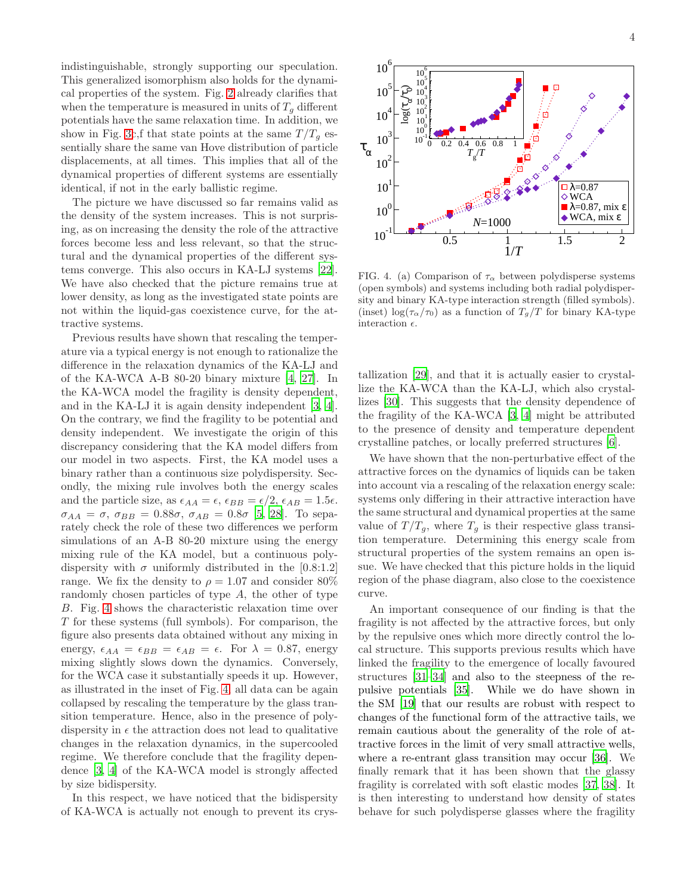indistinguishable, strongly supporting our speculation. This generalized isomorphism also holds for the dynamical properties of the system. Fig. 2 already clarifies that when the temperature is measured in units of $T_g$ different potentials have the same relaxation time. In addition, we show in Fig. 3c,f that state points at the same $T/T_g$ essentially share the same van Hove distribution of particle displacements, at all times. This implies that all of the dynamical properties of different systems are essentially identical, if not in the early ballistic regime.

The picture we have discussed so far remains valid as the density of the system increases. This is not surprising, as on increasing the density the role of the attractive forces become less and less relevant, so that the structural and the dynamical properties of the different systems converge. This also occurs in KA-LJ systems [22]. We have also checked that the picture remains true at lower density, as long as the investigated state points are not within the liquid-gas coexistence curve, for the attractive systems.

Previous results have shown that rescaling the temperature via a typical energy is not enough to rationalize the difference in the relaxation dynamics of the KA-LJ and of the KA-WCA A-B 80-20 binary mixture [4, 27]. In the KA-WCA model the fragility is density dependent, and in the KA-LJ it is again density independent [3, 4]. On the contrary, we find the fragility to be potential and density independent. We investigate the origin of this discrepancy considering that the KA model differs from our model in two aspects. First, the KA model uses a binary rather than a continuous size polydispersity. Secondly, the mixing rule involves both the energy scales and the particle size, as $\epsilon_{AA} = \epsilon$, $\epsilon_{BB} = \epsilon/2$, $\epsilon_{AB} = 1.5\epsilon$. $\sigma_{AA} = \sigma$, $\sigma_{BB} = 0.88\sigma$, $\sigma_{AB} = 0.8\sigma$ [5, 28]. To separately check the role of these two differences we perform simulations of an A-B 80-20 mixture using the energy mixing rule of the KA model, but a continuous polydispersity with $\sigma$ uniformly distributed in the [0.8:1.2] range. We fix the density to $\rho = 1.07$ and consider 80% randomly chosen particles of type $A$, the other of type $B$. Fig. 4 shows the characteristic relaxation time over $T$ for these systems (full symbols). For comparison, the figure also presents data obtained without any mixing in energy, $\epsilon_{AA} = \epsilon_{BB} = \epsilon_{AB} = \epsilon$. For $\lambda = 0.87$, energy mixing slightly slows down the dynamics. Conversely, for the WCA case it substantially speeds it up. However, as illustrated in the inset of Fig. 4, all data can be again collapsed by rescaling the temperature by the glass transition temperature. Hence, also in the presence of polydispersity in $\epsilon$ the attraction does not lead to qualitative changes in the relaxation dynamics, in the supercooled regime. We therefore conclude that the fragility dependence [3, 4] of the KA-WCA model is strongly affected by size bidispersity.

In this respect, we have noticed that the bidispersity of KA-WCA is actually not enough to prevent its crystallization [29], and that it is actually easier to crystallize the KA-WCA than the KA-LJ, which also crystallizes [30]. This suggests that the density dependence of the fragility of the KA-WCA [3, 4] might be attributed to the presence of density and temperature dependent crystalline patches, or locally preferred structures [6].

FIG. 4. (a) Comparison of $\tau_\alpha$ between polydisperse systems (open symbols) and systems including both radial polydispersity and binary KA-type interaction strength (filled symbols). (inset) $\log(\tau_\alpha/\tau_0)$ as a function of $T_g/T$ for binary KA-type interaction $\epsilon$.

We have shown that the non-perturbative effect of the attractive forces on the dynamics of liquids can be taken into account via a rescaling of the relaxation energy scale: systems only differing in their attractive interaction have the same structural and dynamical properties at the same value of $T/T_g$, where $T_g$ is their respective glass transition temperature. Determining this energy scale from structural properties of the system remains an open issue. We have checked that this picture holds in the liquid region of the phase diagram, also close to the coexistence curve.

An important consequence of our finding is that the fragility is not affected by the attractive forces, but only by the repulsive ones which more directly control the local structure. This supports previous results which have linked the fragility to the emergence of locally favoured structures [31–34] and also to the steepness of the repulsive potentials [35]. While we do have shown in the SM [19] that our results are robust with respect to changes of the functional form of the attractive tails, we remain cautious about the generality of the role of attractive forces in the limit of very small attractive wells, where a re-entrant glass transition may occur [36]. We finally remark that it has been shown that the glassy fragility is correlated with soft elastic modes [37, 38]. It is then interesting to understand how density of states behave for such polydisperse glasses where the fragility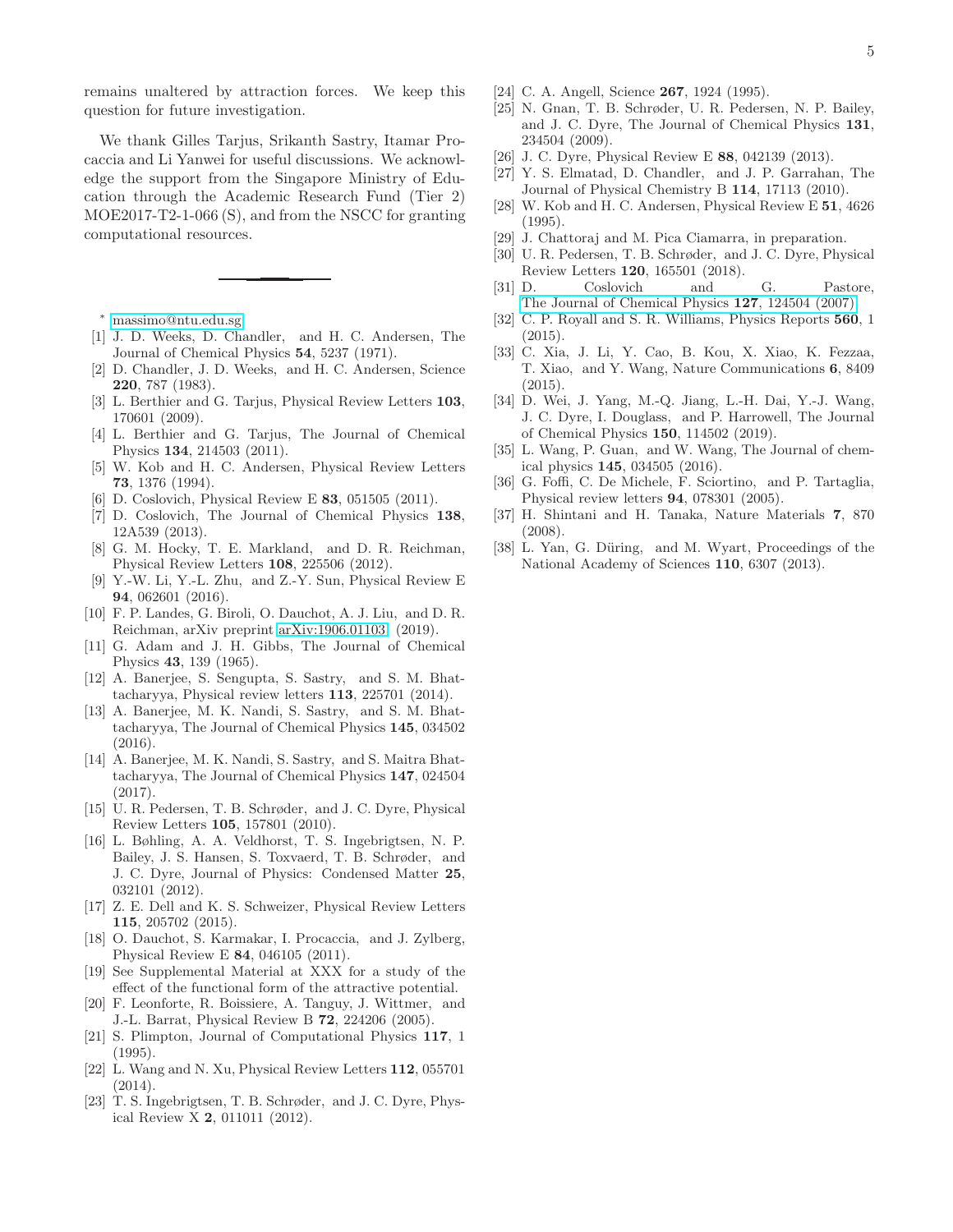remains unaltered by attraction forces. We keep this question for future investigation.

We thank Gilles Tarjus, Srikanth Sastry, Itamar Procaccia and Li Yanwei for useful discussions. We acknowledge the support from the Singapore Ministry of Education through the Academic Research Fund (Tier 2) MOE2017-T2-1-066 (S), and from the NSCC for granting computational resources.

---

* massimo@ntu.edu.sg

[1] J. D. Weeks, D. Chandler, and H. C. Andersen, The Journal of Chemical Physics **54**, 5237 (1971).

[2] D. Chandler, J. D. Weeks, and H. C. Andersen, Science **220**, 787 (1983).

[3] L. Berthier and G. Tarjus, Physical Review Letters **103**, 170601 (2009).

[4] L. Berthier and G. Tarjus, The Journal of Chemical Physics **134**, 214503 (2011).

[5] W. Kob and H. C. Andersen, Physical Review Letters **73**, 1376 (1994).

[6] D. Coslovich, Physical Review E **83**, 051505 (2011).

[7] D. Coslovich, The Journal of Chemical Physics **138**, 12A539 (2013).

[8] G. M. Hocky, T. E. Markland, and D. R. Reichman, Physical Review Letters **108**, 225506 (2012).

[9] Y.-W. Li, Y.-L. Zhu, and Z.-Y. Sun, Physical Review E **94**, 062601 (2016).

[10] F. P. Landes, G. Biroli, O. Dauchot, A. J. Liu, and D. R. Reichman, arXiv preprint arXiv:1906.01103 (2019).

[11] G. Adam and J. H. Gibbs, The Journal of Chemical Physics **43**, 139 (1965).

[12] A. Banerjee, S. Sengupta, S. Sastry, and S. M. Bhattacharyya, Physical review letters **113**, 225701 (2014).

[13] A. Banerjee, M. K. Nandi, S. Sastry, and S. M. Bhattacharyya, The Journal of Chemical Physics **145**, 034502 (2016).

[14] A. Banerjee, M. K. Nandi, S. Sastry, and S. Maitra Bhattacharyya, The Journal of Chemical Physics **147**, 024504 (2017).

[15] U. R. Pedersen, T. B. Schrøder, and J. C. Dyre, Physical Review Letters **105**, 157801 (2010).

[16] L. Bøhling, A. A. Veldhorst, T. S. Ingebrigtsen, N. P. Bailey, J. S. Hansen, S. Toxvaerd, T. B. Schrøder, and J. C. Dyre, Journal of Physics: Condensed Matter **25**, 032101 (2012).

[17] Z. E. Dell and K. S. Schweizer, Physical Review Letters **115**, 205702 (2015).

[18] O. Dauchot, S. Karmakar, I. Procaccia, and J. Zylberg, Physical Review E **84**, 046105 (2011).

[19] See Supplemental Material at XXX for a study of the effect of the functional form of the attractive potential.

[20] F. Leonforte, R. Boissiere, A. Tanguy, J. Wittmer, and J.-L. Barrat, Physical Review B **72**, 224206 (2005).

[21] S. Plimpton, Journal of Computational Physics **117**, 1 (1995).

[22] L. Wang and N. Xu, Physical Review Letters **112**, 055701 (2014).

[23] T. S. Ingebrigtsen, T. B. Schrøder, and J. C. Dyre, Physical Review X **2**, 011011 (2012).

[24] C. A. Angell, Science **267**, 1924 (1995).

[25] N. Gnan, T. B. Schrøder, U. R. Pedersen, N. P. Bailey, and J. C. Dyre, The Journal of Chemical Physics **131**, 234504 (2009).

[26] J. C. Dyre, Physical Review E **88**, 042139 (2013).

[27] Y. S. Elmatad, D. Chandler, and J. P. Garrahan, The Journal of Physical Chemistry B **114**, 17113 (2010).

[28] W. Kob and H. C. Andersen, Physical Review E **51**, 4626 (1995).

[29] J. Chattoraj and M. Pica Ciamarra, in preparation.

[30] U. R. Pedersen, T. B. Schrøder, and J. C. Dyre, Physical Review Letters **120**, 165501 (2018).

[31] D. Coslovich and G. Pastore, The Journal of Chemical Physics **127**, 124504 (2007).

[32] C. P. Royall and S. R. Williams, Physics Reports **560**, 1 (2015).

[33] C. Xia, J. Li, Y. Cao, B. Kou, X. Xiao, K. Fezzaa, T. Xiao, and Y. Wang, Nature Communications **6**, 8409 (2015).

[34] D. Wei, J. Yang, M.-Q. Jiang, L.-H. Dai, Y.-J. Wang, J. C. Dyre, I. Douglass, and P. Harrowell, The Journal of Chemical Physics **150**, 114502 (2019).

[35] L. Wang, P. Guan, and W. Wang, The Journal of chemical physics **145**, 034505 (2016).

[36] G. Foffi, C. De Michele, F. Sciortino, and P. Tartaglia, Physical review letters **94**, 078301 (2005).

[37] H. Shintani and H. Tanaka, Nature Materials **7**, 870 (2008).

[38] L. Yan, G. Düring, and M. Wyart, Proceedings of the National Academy of Sciences **110**, 6307 (2013).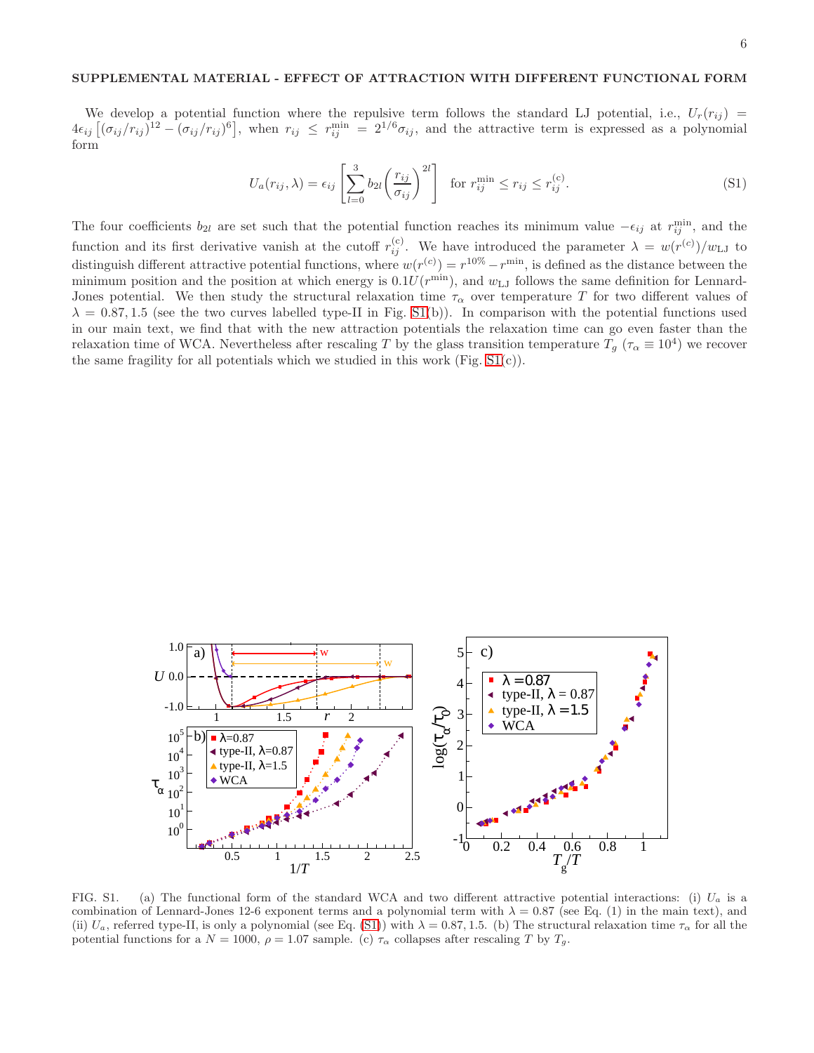## SUPPLEMENTAL MATERIAL - EFFECT OF ATTRACTION WITH DIFFERENT FUNCTIONAL FORM

We develop a potential function where the repulsive term follows the standard LJ potential, i.e., $U_r(r_{ij}) = 4\epsilon_{ij}\left[(\sigma_{ij}/r_{ij})^{12} - (\sigma_{ij}/r_{ij})^{6}\right]$, when $r_{ij} \leq r_{ij}^{\min} = 2^{1/6}\sigma_{ij}$, and the attractive term is expressed as a polynomial form

$$U_a(r_{ij}, \lambda) = \epsilon_{ij}\left[\sum_{l=0}^{3} b_{2l}\left(\frac{r_{ij}}{\sigma_{ij}}\right)^{2l}\right] \quad \text{for } r_{ij}^{\min} \leq r_{ij} \leq r_{ij}^{(c)}. \tag{S1}$$

The four coefficients $b_{2l}$ are set such that the potential function reaches its minimum value $-\epsilon_{ij}$ at $r_{ij}^{\min}$, and the function and its first derivative vanish at the cutoff $r_{ij}^{(c)}$. We have introduced the parameter $\lambda = w(r^{(c)})/w_{\rm LJ}$ to distinguish different attractive potential functions, where $w(r^{(c)}) = r^{10\%} - r^{\min}$, is defined as the distance between the minimum position and the position at which energy is $0.1U(r^{\min})$, and $w_{\rm LJ}$ follows the same definition for Lennard-Jones potential. We then study the structural relaxation time $\tau_\alpha$ over temperature $T$ for two different values of $\lambda = 0.87, 1.5$ (see the two curves labelled type-II in Fig. S1(b)). In comparison with the potential functions used in our main text, we find that with the new attraction potentials the relaxation time can go even faster than the relaxation time of WCA. Nevertheless after rescaling $T$ by the glass transition temperature $T_g$ ($\tau_\alpha \equiv 10^4$) we recover the same fragility for all potentials which we studied in this work (Fig. S1(c)).

a)
U
r
w
w
b)
λ=0.87
type-II, λ=0.87
type-II, λ=1.5
WCA
τ_α
1/T
c)
λ =0.87
type-II, λ = 0.87
type-II, λ =1.5
WCA
log(τ_α/τ_0)
T_g/T

FIG. S1. (a) The functional form of the standard WCA and two different attractive potential interactions: (i) $U_a$ is a combination of Lennard-Jones 12-6 exponent terms and a polynomial term with $\lambda = 0.87$ (see Eq. (1) in the main text), and (ii) $U_a$, referred type-II, is only a polynomial (see Eq. (S1)) with $\lambda = 0.87, 1.5$. (b) The structural relaxation time $\tau_\alpha$ for all the potential functions for a $N = 1000$, $\rho = 1.07$ sample. (c) $\tau_\alpha$ collapses after rescaling $T$ by $T_g$.